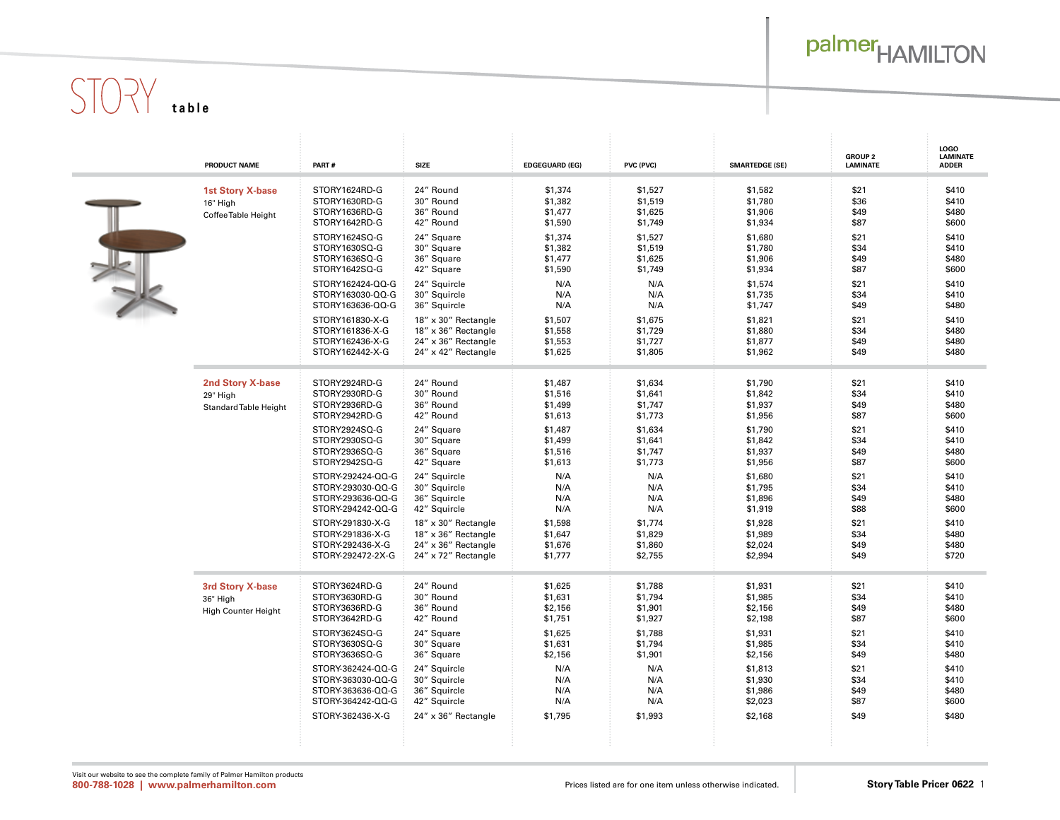palmerHAMILTON

# STORY table

| PRODUCT NAME | PART # | SIZE | EDGEGUARD (EG) | PVC (PVC) | SMARTEDGE (SE) | GROUP 2 LAMINATE | LOGO LAMINATE ADDER |
|---|---|---|---|---|---|---|---|
| **1st Story X-base** 16" High Coffee Table Height | STORY1624RD-G | 24" Round | $1,374 | $1,527 | $1,582 | $21 | $410 |
| | STORY1630RD-G | 30" Round | $1,382 | $1,519 | $1,780 | $36 | $410 |
| | STORY1636RD-G | 36" Round | $1,477 | $1,625 | $1,906 | $49 | $480 |
| | STORY1642RD-G | 42" Round | $1,590 | $1,749 | $1,934 | $87 | $600 |
| | STORY1624SQ-G | 24" Square | $1,374 | $1,527 | $1,680 | $21 | $410 |
| | STORY1630SQ-G | 30" Square | $1,382 | $1,519 | $1,780 | $34 | $410 |
| | STORY1636SQ-G | 36" Square | $1,477 | $1,625 | $1,906 | $49 | $480 |
| | STORY1642SQ-G | 42" Square | $1,590 | $1,749 | $1,934 | $87 | $600 |
| | STORY162424-QQ-G | 24" Squircle | N/A | N/A | $1,574 | $21 | $410 |
| | STORY163030-QQ-G | 30" Squircle | N/A | N/A | $1,735 | $34 | $410 |
| | STORY163636-QQ-G | 36" Squircle | N/A | N/A | $1,747 | $49 | $480 |
| | STORY161830-X-G | 18" x 30" Rectangle | $1,507 | $1,675 | $1,821 | $21 | $410 |
| | STORY161836-X-G | 18" x 36" Rectangle | $1,558 | $1,729 | $1,880 | $34 | $480 |
| | STORY162436-X-G | 24" x 36" Rectangle | $1,553 | $1,727 | $1,877 | $49 | $480 |
| | STORY162442-X-G | 24" x 42" Rectangle | $1,625 | $1,805 | $1,962 | $49 | $480 |
| **2nd Story X-base** 29" High Standard Table Height | STORY2924RD-G | 24" Round | $1,487 | $1,634 | $1,790 | $21 | $410 |
| | STORY2930RD-G | 30" Round | $1,516 | $1,641 | $1,842 | $34 | $410 |
| | STORY2936RD-G | 36" Round | $1,499 | $1,747 | $1,937 | $49 | $480 |
| | STORY2942RD-G | 42" Round | $1,613 | $1,773 | $1,956 | $87 | $600 |
| | STORY2924SQ-G | 24" Square | $1,487 | $1,634 | $1,790 | $21 | $410 |
| | STORY2930SQ-G | 30" Square | $1,499 | $1,641 | $1,842 | $34 | $410 |
| | STORY2936SQ-G | 36" Square | $1,516 | $1,747 | $1,937 | $49 | $480 |
| | STORY2942SQ-G | 42" Square | $1,613 | $1,773 | $1,956 | $87 | $600 |
| | STORY-292424-QQ-G | 24" Squircle | N/A | N/A | $1,680 | $21 | $410 |
| | STORY-293030-QQ-G | 30" Squircle | N/A | N/A | $1,795 | $34 | $410 |
| | STORY-293636-QQ-G | 36" Squircle | N/A | N/A | $1,896 | $49 | $480 |
| | STORY-294242-QQ-G | 42" Squircle | N/A | N/A | $1,919 | $88 | $600 |
| | STORY-291830-X-G | 18" x 30" Rectangle | $1,598 | $1,774 | $1,928 | $21 | $410 |
| | STORY-291836-X-G | 18" x 36" Rectangle | $1,647 | $1,829 | $1,989 | $34 | $480 |
| | STORY-292436-X-G | 24" x 36" Rectangle | $1,676 | $1,860 | $2,024 | $49 | $480 |
| | STORY-292472-2X-G | 24" x 72" Rectangle | $1,777 | $2,755 | $2,994 | $49 | $720 |
| **3rd Story X-base** 36" High High Counter Height | STORY3624RD-G | 24" Round | $1,625 | $1,788 | $1,931 | $21 | $410 |
| | STORY3630RD-G | 30" Round | $1,631 | $1,794 | $1,985 | $34 | $410 |
| | STORY3636RD-G | 36" Round | $2,156 | $1,901 | $2,156 | $49 | $480 |
| | STORY3642RD-G | 42" Round | $1,751 | $1,927 | $2,198 | $87 | $600 |
| | STORY3624SQ-G | 24" Square | $1,625 | $1,788 | $1,931 | $21 | $410 |
| | STORY3630SQ-G | 30" Square | $1,631 | $1,794 | $1,985 | $34 | $410 |
| | STORY3636SQ-G | 36" Square | $2,156 | $1,901 | $2,156 | $49 | $480 |
| | STORY-362424-QQ-G | 24" Squircle | N/A | N/A | $1,813 | $21 | $410 |
| | STORY-363030-QQ-G | 30" Squircle | N/A | N/A | $1,930 | $34 | $410 |
| | STORY-363636-QQ-G | 36" Squircle | N/A | N/A | $1,986 | $49 | $480 |
| | STORY-364242-QQ-G | 42" Squircle | N/A | N/A | $2,023 | $87 | $600 |
| | STORY-362436-X-G | 24" x 36" Rectangle | $1,795 | $1,993 | $2,168 | $49 | $480 |

Visit our website to see the complete family of Palmer Hamilton products
**800-788-1028 | www.palmerhamilton.com**

Prices listed are for one item unless otherwise indicated.

**Story Table Pricer 0622**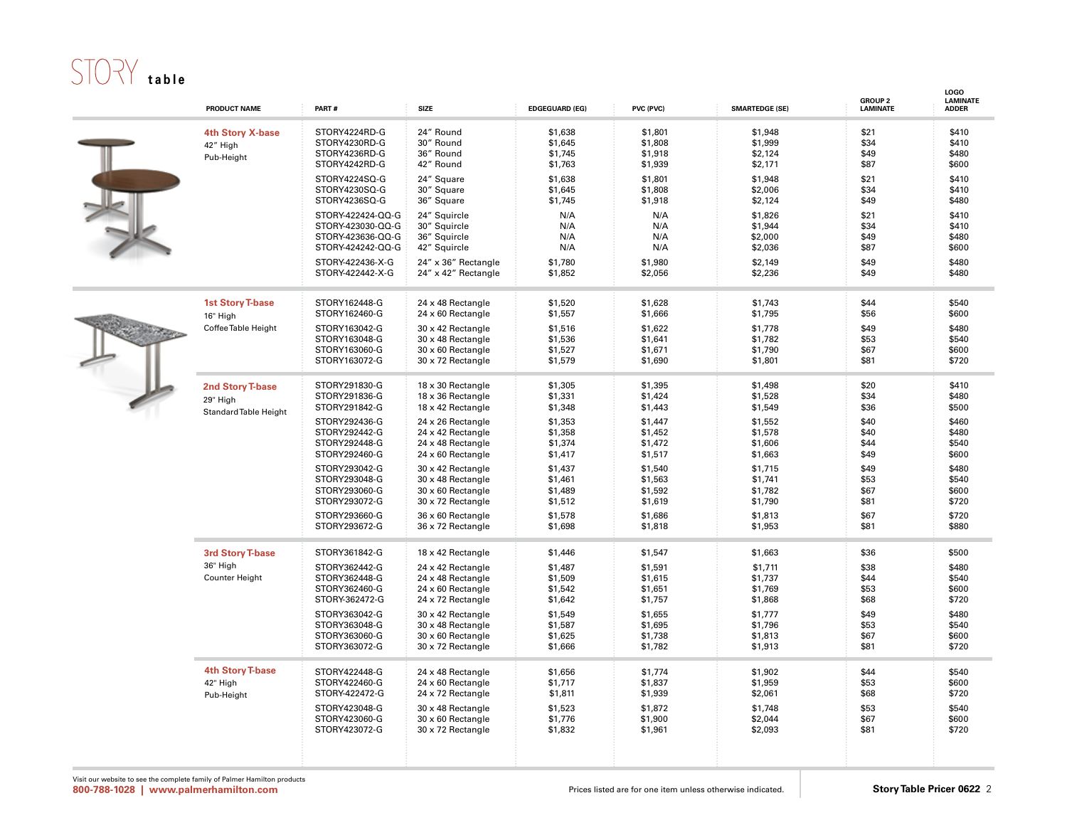# STORY table

| PRODUCT NAME | PART # | SIZE | EDGEGUARD (EG) | PVC (PVC) | SMARTEDGE (SE) | GROUP 2 LAMINATE | LOGO LAMINATE ADDER |
|---|---|---|---|---|---|---|---|
| **4th Story X-base** 42" High Pub-Height | STORY4224RD-G | 24" Round | $1,638 | $1,801 | $1,948 | $21 | $410 |
| | STORY4230RD-G | 30" Round | $1,645 | $1,808 | $1,999 | $34 | $410 |
| | STORY4236RD-G | 36" Round | $1,745 | $1,918 | $2,124 | $49 | $480 |
| | STORY4242RD-G | 42" Round | $1,763 | $1,939 | $2,171 | $87 | $600 |
| | STORY4224SQ-G | 24" Square | $1,638 | $1,801 | $1,948 | $21 | $410 |
| | STORY4230SQ-G | 30" Square | $1,645 | $1,808 | $2,006 | $34 | $410 |
| | STORY4236SQ-G | 36" Square | $1,745 | $1,918 | $2,124 | $49 | $480 |
| | STORY-422424-QQ-G | 24" Squircle | N/A | N/A | $1,826 | $21 | $410 |
| | STORY-423030-QQ-G | 30" Squircle | N/A | N/A | $1,944 | $34 | $410 |
| | STORY-423636-QQ-G | 36" Squircle | N/A | N/A | $2,000 | $49 | $480 |
| | STORY-424242-QQ-G | 42" Squircle | N/A | N/A | $2,036 | $87 | $600 |
| | STORY-422436-X-G | 24" x 36" Rectangle | $1,780 | $1,980 | $2,149 | $49 | $480 |
| | STORY-422442-X-G | 24" x 42" Rectangle | $1,852 | $2,056 | $2,236 | $49 | $480 |
| **1st Story T-base** 16" High Coffee Table Height | STORY162448-G | 24 x 48 Rectangle | $1,520 | $1,628 | $1,743 | $44 | $540 |
| | STORY162460-G | 24 x 60 Rectangle | $1,557 | $1,666 | $1,795 | $56 | $600 |
| | STORY163042-G | 30 x 42 Rectangle | $1,516 | $1,622 | $1,778 | $49 | $480 |
| | STORY163048-G | 30 x 48 Rectangle | $1,536 | $1,641 | $1,782 | $53 | $540 |
| | STORY163060-G | 30 x 60 Rectangle | $1,527 | $1,671 | $1,790 | $67 | $600 |
| | STORY163072-G | 30 x 72 Rectangle | $1,579 | $1,690 | $1,801 | $81 | $720 |
| **2nd Story T-base** 29" High Standard Table Height | STORY291830-G | 18 x 30 Rectangle | $1,305 | $1,395 | $1,498 | $20 | $410 |
| | STORY291836-G | 18 x 36 Rectangle | $1,331 | $1,424 | $1,528 | $34 | $480 |
| | STORY291842-G | 18 x 42 Rectangle | $1,348 | $1,443 | $1,549 | $36 | $500 |
| | STORY292436-G | 24 x 26 Rectangle | $1,353 | $1,447 | $1,552 | $40 | $460 |
| | STORY292442-G | 24 x 42 Rectangle | $1,358 | $1,452 | $1,578 | $40 | $480 |
| | STORY292448-G | 24 x 48 Rectangle | $1,374 | $1,472 | $1,606 | $44 | $540 |
| | STORY292460-G | 24 x 60 Rectangle | $1,417 | $1,517 | $1,663 | $49 | $600 |
| | STORY293042-G | 30 x 42 Rectangle | $1,437 | $1,540 | $1,715 | $49 | $480 |
| | STORY293048-G | 30 x 48 Rectangle | $1,461 | $1,563 | $1,741 | $53 | $540 |
| | STORY293060-G | 30 x 60 Rectangle | $1,489 | $1,592 | $1,782 | $67 | $600 |
| | STORY293072-G | 30 x 72 Rectangle | $1,512 | $1,619 | $1,790 | $81 | $720 |
| | STORY293660-G | 36 x 60 Rectangle | $1,578 | $1,686 | $1,813 | $67 | $720 |
| | STORY293672-G | 36 x 72 Rectangle | $1,698 | $1,818 | $1,953 | $81 | $880 |
| **3rd Story T-base** 36" High Counter Height | STORY361842-G | 18 x 42 Rectangle | $1,446 | $1,547 | $1,663 | $36 | $500 |
| | STORY362442-G | 24 x 42 Rectangle | $1,487 | $1,591 | $1,711 | $38 | $480 |
| | STORY362448-G | 24 x 48 Rectangle | $1,509 | $1,615 | $1,737 | $44 | $540 |
| | STORY362460-G | 24 x 60 Rectangle | $1,542 | $1,651 | $1,769 | $53 | $600 |
| | STORY-362472-G | 24 x 72 Rectangle | $1,642 | $1,757 | $1,868 | $68 | $720 |
| | STORY363042-G | 30 x 42 Rectangle | $1,549 | $1,655 | $1,777 | $49 | $480 |
| | STORY363048-G | 30 x 48 Rectangle | $1,587 | $1,695 | $1,796 | $53 | $540 |
| | STORY363060-G | 30 x 60 Rectangle | $1,625 | $1,738 | $1,813 | $67 | $600 |
| | STORY363072-G | 30 x 72 Rectangle | $1,666 | $1,782 | $1,913 | $81 | $720 |
| **4th Story T-base** 42" High Pub-Height | STORY422448-G | 24 x 48 Rectangle | $1,656 | $1,774 | $1,902 | $44 | $540 |
| | STORY422460-G | 24 x 60 Rectangle | $1,717 | $1,837 | $1,959 | $53 | $600 |
| | STORY-422472-G | 24 x 72 Rectangle | $1,811 | $1,939 | $2,061 | $68 | $720 |
| | STORY423048-G | 30 x 48 Rectangle | $1,523 | $1,872 | $1,748 | $53 | $540 |
| | STORY423060-G | 30 x 60 Rectangle | $1,776 | $1,900 | $2,044 | $67 | $600 |
| | STORY423072-G | 30 x 72 Rectangle | $1,832 | $1,961 | $2,093 | $81 | $720 |

Visit our website to see the complete family of Palmer Hamilton products
**800-788-1028 | www.palmerhamilton.com**

Prices listed are for one item unless otherwise indicated.

**Story Table Pricer 0622**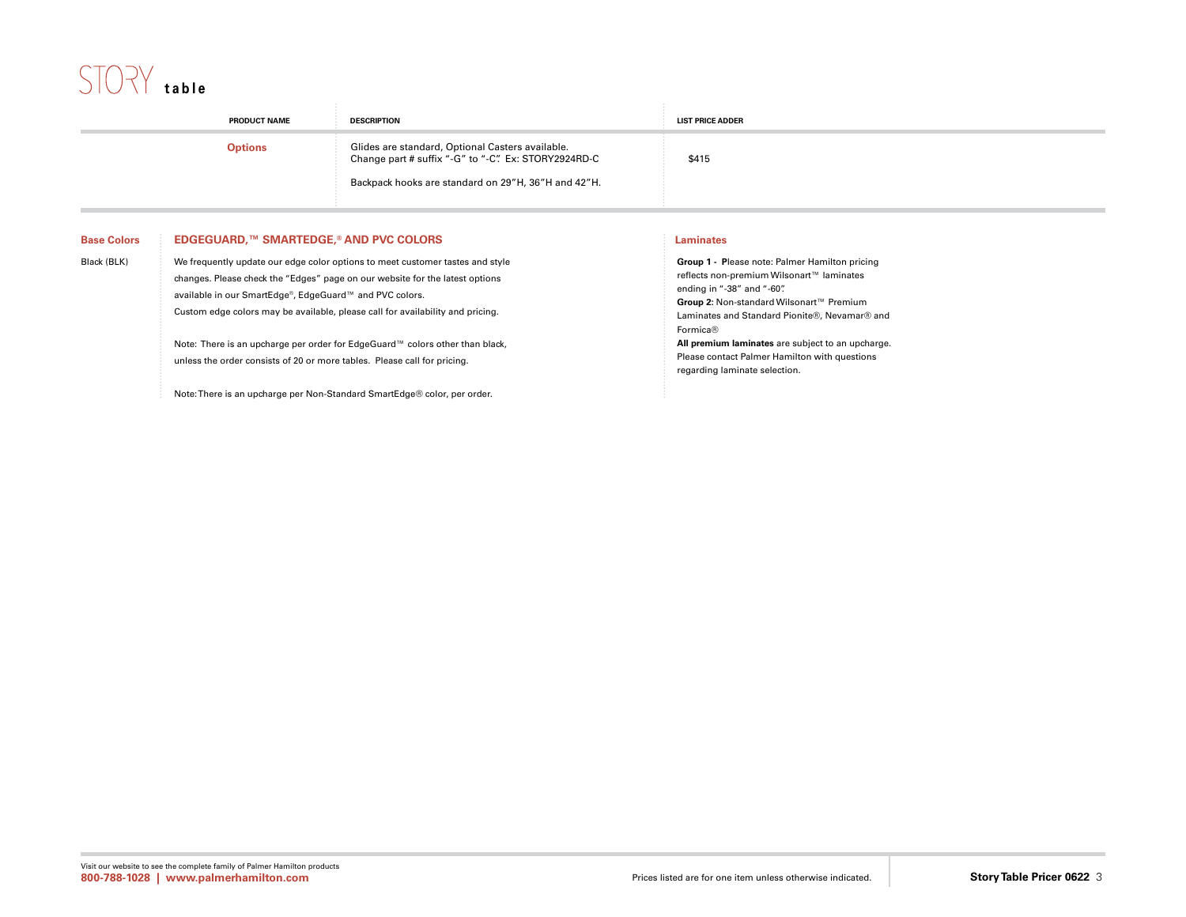# STORY table

| PRODUCT NAME | DESCRIPTION | LIST PRICE ADDER |
|---|---|---|
| **Options** | Glides are standard, Optional Casters available. Change part # suffix "-G" to "-C". Ex: STORY2924RD-C<br><br>Backpack hooks are standard on 29"H, 36"H and 42"H. | $415 |

**Base Colors**

Black (BLK)

**EDGEGUARD,™ SMARTEDGE,® AND PVC COLORS**

We frequently update our edge color options to meet customer tastes and style changes. Please check the "Edges" page on our website for the latest options available in our SmartEdge®, EdgeGuard™ and PVC colors.
Custom edge colors may be available, please call for availability and pricing.

Note: There is an upcharge per order for EdgeGuard™ colors other than black, unless the order consists of 20 or more tables. Please call for pricing.

Note: There is an upcharge per Non-Standard SmartEdge® color, per order.

**Laminates**

**Group 1 - P**lease note: Palmer Hamilton pricing reflects non-premium Wilsonart™ laminates ending in "-38" and "-60".
**Group 2:** Non-standard Wilsonart™ Premium Laminates and Standard Pionite®, Nevamar® and Formica®
**All premium laminates** are subject to an upcharge. Please contact Palmer Hamilton with questions regarding laminate selection.

Visit our website to see the complete family of Palmer Hamilton products
**800-788-1028 | www.palmerhamilton.com**

Prices listed are for one item unless otherwise indicated.

**Story Table Pricer 0622**